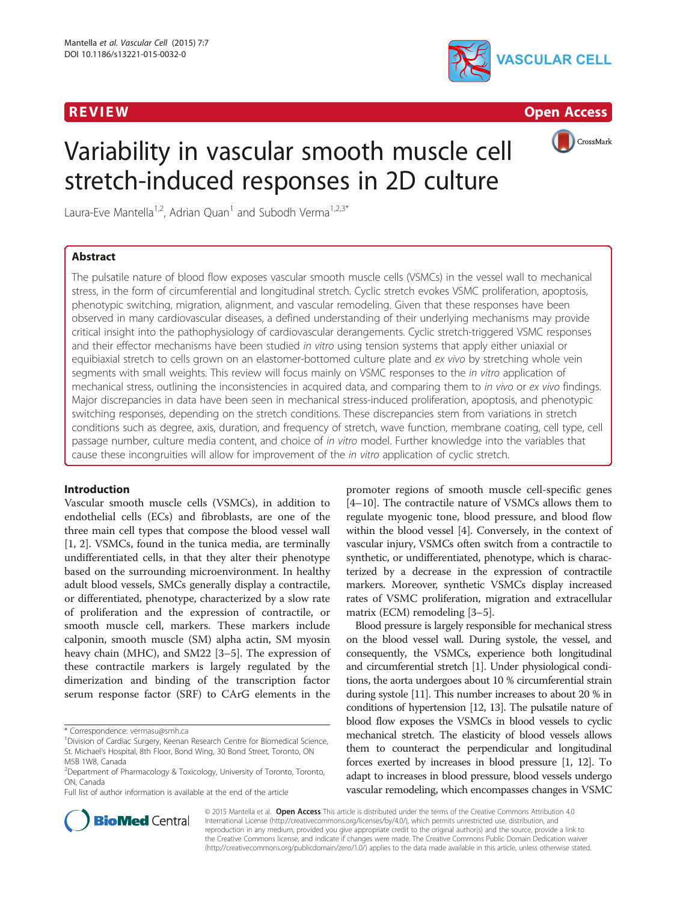REVIEW Open Access

# Variability in vascular smooth muscle cell stretch-induced responses in 2D culture

Laura-Eve Mantella[1,2], Adrian Quan[1] and Subodh Verma[1,2,3*]

## Abstract

The pulsatile nature of blood flow exposes vascular smooth muscle cells (VSMCs) in the vessel wall to mechanical stress, in the form of circumferential and longitudinal stretch. Cyclic stretch evokes VSMC proliferation, apoptosis, phenotypic switching, migration, alignment, and vascular remodeling. Given that these responses have been observed in many cardiovascular diseases, a defined understanding of their underlying mechanisms may provide critical insight into the pathophysiology of cardiovascular derangements. Cyclic stretch-triggered VSMC responses and their effector mechanisms have been studied *in vitro* using tension systems that apply either uniaxial or equibiaxial stretch to cells grown on an elastomer-bottomed culture plate and *ex vivo* by stretching whole vein segments with small weights. This review will focus mainly on VSMC responses to the *in vitro* application of mechanical stress, outlining the inconsistencies in acquired data, and comparing them to *in vivo* or *ex vivo* findings. Major discrepancies in data have been seen in mechanical stress-induced proliferation, apoptosis, and phenotypic switching responses, depending on the stretch conditions. These discrepancies stem from variations in stretch conditions such as degree, axis, duration, and frequency of stretch, wave function, membrane coating, cell type, cell passage number, culture media content, and choice of *in vitro* model. Further knowledge into the variables that cause these incongruities will allow for improvement of the *in vitro* application of cyclic stretch.

## Introduction

Vascular smooth muscle cells (VSMCs), in addition to endothelial cells (ECs) and fibroblasts, are one of the three main cell types that compose the blood vessel wall [1, 2]. VSMCs, found in the tunica media, are terminally undifferentiated cells, in that they alter their phenotype based on the surrounding microenvironment. In healthy adult blood vessels, SMCs generally display a contractile, or differentiated, phenotype, characterized by a slow rate of proliferation and the expression of contractile, or smooth muscle, cell, markers. These markers include calponin, smooth muscle (SM) alpha actin, SM myosin heavy chain (MHC), and SM22 [3–5]. The expression of these contractile markers is largely regulated by the dimerization and binding of the transcription factor serum response factor (SRF) to CArG elements in the promoter regions of smooth muscle cell-specific genes [4–10]. The contractile nature of VSMCs allows them to regulate myogenic tone, blood pressure, and blood flow within the blood vessel [4]. Conversely, in the context of vascular injury, VSMCs often switch from a contractile to synthetic, or undifferentiated, phenotype, which is characterized by a decrease in the expression of contractile markers. Moreover, synthetic VSMCs display increased rates of VSMC proliferation, migration and extracellular matrix (ECM) remodeling [3–5].

Blood pressure is largely responsible for mechanical stress on the blood vessel wall. During systole, the vessel, and consequently, the VSMCs, experience both longitudinal and circumferential stretch [1]. Under physiological conditions, the aorta undergoes about 10 % circumferential strain during systole [11]. This number increases to about 20 % in conditions of hypertension [12, 13]. The pulsatile nature of blood flow exposes the VSMCs in blood vessels to cyclic mechanical stretch. The elasticity of blood vessels allows them to counteract the perpendicular and longitudinal forces exerted by increases in blood pressure [1, 12]. To adapt to increases in blood pressure, blood vessels undergo vascular remodeling, which encompasses changes in VSMC

\* Correspondence: vermasu@smh.ca
[1]Division of Cardiac Surgery, Keenan Research Centre for Biomedical Science, St. Michael's Hospital, 8th Floor, Bond Wing, 30 Bond Street, Toronto, ON M5B 1W8, Canada
[2]Department of Pharmacology & Toxicology, University of Toronto, Toronto, ON, Canada
Full list of author information is available at the end of the article

© 2015 Mantella et al. **Open Access** This article is distributed under the terms of the Creative Commons Attribution 4.0 International License (http://creativecommons.org/licenses/by/4.0/), which permits unrestricted use, distribution, and reproduction in any medium, provided you give appropriate credit to the original author(s) and the source, provide a link to the Creative Commons license, and indicate if changes were made. The Creative Commons Public Domain Dedication waiver (http://creativecommons.org/publicdomain/zero/1.0/) applies to the data made available in this article, unless otherwise stated.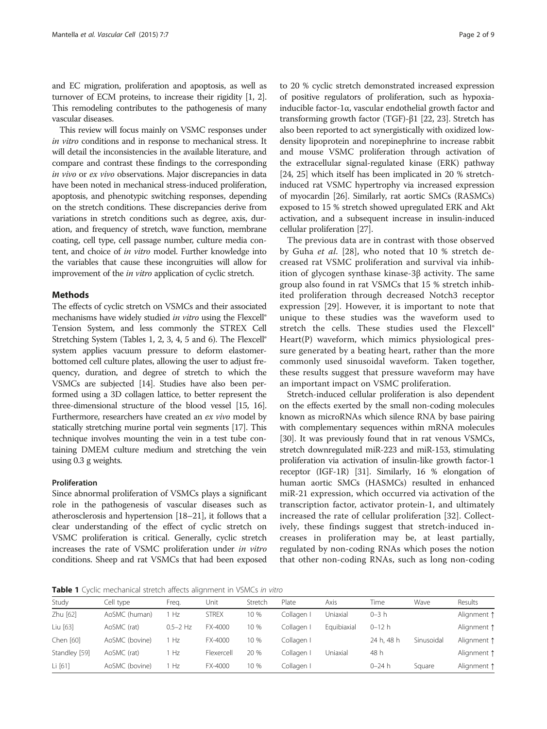and EC migration, proliferation and apoptosis, as well as turnover of ECM proteins, to increase their rigidity [1, 2]. This remodeling contributes to the pathogenesis of many vascular diseases.

This review will focus mainly on VSMC responses under *in vitro* conditions and in response to mechanical stress. It will detail the inconsistencies in the available literature, and compare and contrast these findings to the corresponding *in vivo* or *ex vivo* observations. Major discrepancies in data have been noted in mechanical stress-induced proliferation, apoptosis, and phenotypic switching responses, depending on the stretch conditions. These discrepancies derive from variations in stretch conditions such as degree, axis, duration, and frequency of stretch, wave function, membrane coating, cell type, cell passage number, culture media content, and choice of *in vitro* model. Further knowledge into the variables that cause these incongruities will allow for improvement of the *in vitro* application of cyclic stretch.

## Methods

The effects of cyclic stretch on VSMCs and their associated mechanisms have widely studied *in vitro* using the Flexcell® Tension System, and less commonly the STREX Cell Stretching System (Tables 1, 2, 3, 4, 5 and 6). The Flexcell® system applies vacuum pressure to deform elastomer-bottomed cell culture plates, allowing the user to adjust frequency, duration, and degree of stretch to which the VSMCs are subjected [14]. Studies have also been performed using a 3D collagen lattice, to better represent the three-dimensional structure of the blood vessel [15, 16]. Furthermore, researchers have created an *ex vivo* model by statically stretching murine portal vein segments [17]. This technique involves mounting the vein in a test tube containing DMEM culture medium and stretching the vein using 0.3 g weights.

### Proliferation

Since abnormal proliferation of VSMCs plays a significant role in the pathogenesis of vascular diseases such as atherosclerosis and hypertension [18–21], it follows that a clear understanding of the effect of cyclic stretch on VSMC proliferation is critical. Generally, cyclic stretch increases the rate of VSMC proliferation under *in vitro* conditions. Sheep and rat VSMCs that had been exposed to 20 % cyclic stretch demonstrated increased expression of positive regulators of proliferation, such as hypoxia-inducible factor-1α, vascular endothelial growth factor and transforming growth factor (TGF)-β1 [22, 23]. Stretch has also been reported to act synergistically with oxidized low-density lipoprotein and norepinephrine to increase rabbit and mouse VSMC proliferation through activation of the extracellular signal-regulated kinase (ERK) pathway [24, 25] which itself has been implicated in 20 % stretch-induced rat VSMC hypertrophy via increased expression of myocardin [26]. Similarly, rat aortic SMCs (RASMCs) exposed to 15 % stretch showed upregulated ERK and Akt activation, and a subsequent increase in insulin-induced cellular proliferation [27].

The previous data are in contrast with those observed by Guha *et al.* [28], who noted that 10 % stretch decreased rat VSMC proliferation and survival via inhibition of glycogen synthase kinase-3β activity. The same group also found in rat VSMCs that 15 % stretch inhibited proliferation through decreased Notch3 receptor expression [29]. However, it is important to note that unique to these studies was the waveform used to stretch the cells. These studies used the Flexcell® Heart(P) waveform, which mimics physiological pressure generated by a beating heart, rather than the more commonly used sinusoidal waveform. Taken together, these results suggest that pressure waveform may have an important impact on VSMC proliferation.

Stretch-induced cellular proliferation is also dependent on the effects exerted by the small non-coding molecules known as microRNAs which silence RNA by base pairing with complementary sequences within mRNA molecules [30]. It was previously found that in rat venous VSMCs, stretch downregulated miR-223 and miR-153, stimulating proliferation via activation of insulin-like growth factor-1 receptor (IGF-1R) [31]. Similarly, 16 % elongation of human aortic SMCs (HASMCs) resulted in enhanced miR-21 expression, which occurred via activation of the transcription factor, activator protein-1, and ultimately increased the rate of cellular proliferation [32]. Collectively, these findings suggest that stretch-induced increases in proliferation may be, at least partially, regulated by non-coding RNAs which poses the notion that other non-coding RNAs, such as long non-coding

**Table 1** Cyclic mechanical stretch affects alignment in VSMCs *in vitro*

| Study | Cell type | Freq. | Unit | Stretch | Plate | Axis | Time | Wave | Results |
|---|---|---|---|---|---|---|---|---|---|
| Zhu [62] | AoSMC (human) | 1 Hz | STREX | 10 % | Collagen I | Uniaxial | 0–3 h | | Alignment ↑ |
| Liu [63] | AoSMC (rat) | 0.5–2 Hz | FX-4000 | 10 % | Collagen I | Equibiaxial | 0–12 h | | Alignment ↑ |
| Chen [60] | AoSMC (bovine) | 1 Hz | FX-4000 | 10 % | Collagen I | | 24 h, 48 h | Sinusoidal | Alignment ↑ |
| Standley [59] | AoSMC (rat) | 1 Hz | Flexercell | 20 % | Collagen I | Uniaxial | 48 h | | Alignment ↑ |
| Li [61] | AoSMC (bovine) | 1 Hz | FX-4000 | 10 % | Collagen I | | 0–24 h | Square | Alignment ↑ |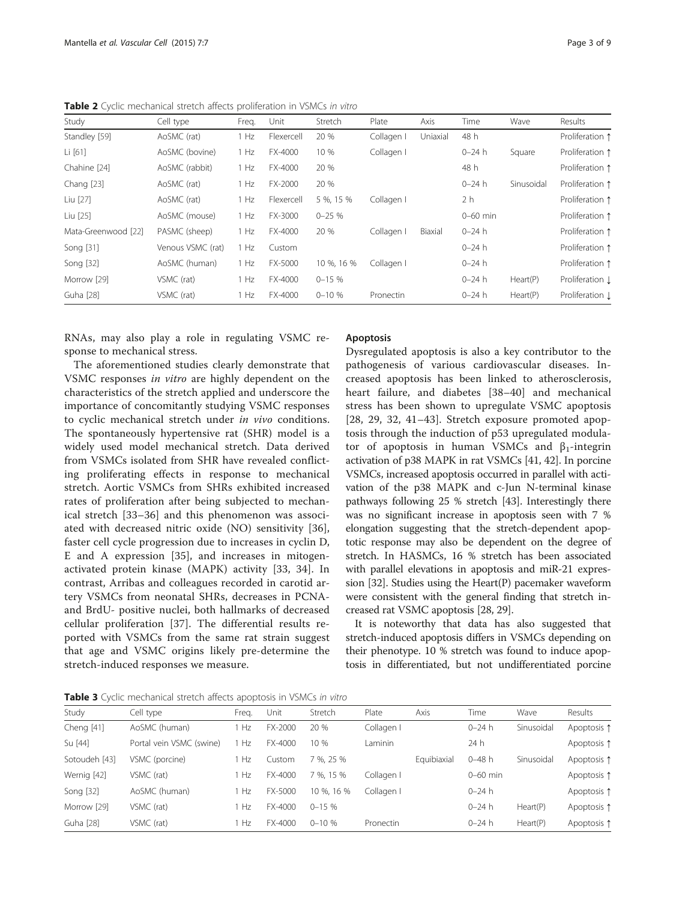**Table 2** Cyclic mechanical stretch affects proliferation in VSMCs *in vitro*

| Study | Cell type | Freq. | Unit | Stretch | Plate | Axis | Time | Wave | Results |
|---|---|---|---|---|---|---|---|---|---|
| Standley [59] | AoSMC (rat) | 1 Hz | Flexercell | 20 % | Collagen I | Uniaxial | 48 h | | Proliferation ↑ |
| Li [61] | AoSMC (bovine) | 1 Hz | FX-4000 | 10 % | Collagen I | | 0–24 h | Square | Proliferation ↑ |
| Chahine [24] | AoSMC (rabbit) | 1 Hz | FX-4000 | 20 % | | | 48 h | | Proliferation ↑ |
| Chang [23] | AoSMC (rat) | 1 Hz | FX-2000 | 20 % | | | 0–24 h | Sinusoidal | Proliferation ↑ |
| Liu [27] | AoSMC (rat) | 1 Hz | Flexercell | 5 %, 15 % | Collagen I | | 2 h | | Proliferation ↑ |
| Liu [25] | AoSMC (mouse) | 1 Hz | FX-3000 | 0–25 % | | | 0–60 min | | Proliferation ↑ |
| Mata-Greenwood [22] | PASMC (sheep) | 1 Hz | FX-4000 | 20 % | Collagen I | Biaxial | 0–24 h | | Proliferation ↑ |
| Song [31] | Venous VSMC (rat) | 1 Hz | Custom | | | | 0–24 h | | Proliferation ↑ |
| Song [32] | AoSMC (human) | 1 Hz | FX-5000 | 10 %, 16 % | Collagen I | | 0–24 h | | Proliferation ↑ |
| Morrow [29] | VSMC (rat) | 1 Hz | FX-4000 | 0–15 % | | | 0–24 h | Heart(P) | Proliferation ↓ |
| Guha [28] | VSMC (rat) | 1 Hz | FX-4000 | 0–10 % | Pronectin | | 0–24 h | Heart(P) | Proliferation ↓ |

RNAs, may also play a role in regulating VSMC response to mechanical stress.

The aforementioned studies clearly demonstrate that VSMC responses *in vitro* are highly dependent on the characteristics of the stretch applied and underscore the importance of concomitantly studying VSMC responses to cyclic mechanical stretch under *in vivo* conditions. The spontaneously hypertensive rat (SHR) model is a widely used model mechanical stretch. Data derived from VSMCs isolated from SHR have revealed conflicting proliferating effects in response to mechanical stretch. Aortic VSMCs from SHRs exhibited increased rates of proliferation after being subjected to mechanical stretch [33–36] and this phenomenon was associated with decreased nitric oxide (NO) sensitivity [36], faster cell cycle progression due to increases in cyclin D, E and A expression [35], and increases in mitogen-activated protein kinase (MAPK) activity [33, 34]. In contrast, Arribas and colleagues recorded in carotid artery VSMCs from neonatal SHRs, decreases in PCNA- and BrdU- positive nuclei, both hallmarks of decreased cellular proliferation [37]. The differential results reported with VSMCs from the same rat strain suggest that age and VSMC origins likely pre-determine the stretch-induced responses we measure.

### Apoptosis

Dysregulated apoptosis is also a key contributor to the pathogenesis of various cardiovascular diseases. Increased apoptosis has been linked to atherosclerosis, heart failure, and diabetes [38–40] and mechanical stress has been shown to upregulate VSMC apoptosis [28, 29, 32, 41–43]. Stretch exposure promoted apoptosis through the induction of p53 upregulated modulator of apoptosis in human VSMCs and $\beta_1$-integrin activation of p38 MAPK in rat VSMCs [41, 42]. In porcine VSMCs, increased apoptosis occurred in parallel with activation of the p38 MAPK and c-Jun N-terminal kinase pathways following 25 % stretch [43]. Interestingly there was no significant increase in apoptosis seen with 7 % elongation suggesting that the stretch-dependent apoptotic response may also be dependent on the degree of stretch. In HASMCs, 16 % stretch has been associated with parallel elevations in apoptosis and miR-21 expression [32]. Studies using the Heart(P) pacemaker waveform were consistent with the general finding that stretch increased rat VSMC apoptosis [28, 29].

It is noteworthy that data has also suggested that stretch-induced apoptosis differs in VSMCs depending on their phenotype. 10 % stretch was found to induce apoptosis in differentiated, but not undifferentiated porcine

**Table 3** Cyclic mechanical stretch affects apoptosis in VSMCs *in vitro*

| Study | Cell type | Freq. | Unit | Stretch | Plate | Axis | Time | Wave | Results |
|---|---|---|---|---|---|---|---|---|---|
| Cheng [41] | AoSMC (human) | 1 Hz | FX-2000 | 20 % | Collagen I | | 0–24 h | Sinusoidal | Apoptosis ↑ |
| Su [44] | Portal vein VSMC (swine) | 1 Hz | FX-4000 | 10 % | Laminin | | 24 h | | Apoptosis ↑ |
| Sotoudeh [43] | VSMC (porcine) | 1 Hz | Custom | 7 %, 25 % | | Equibiaxial | 0–48 h | Sinusoidal | Apoptosis ↑ |
| Wernig [42] | VSMC (rat) | 1 Hz | FX-4000 | 7 %, 15 % | Collagen I | | 0–60 min | | Apoptosis ↑ |
| Song [32] | AoSMC (human) | 1 Hz | FX-5000 | 10 %, 16 % | Collagen I | | 0–24 h | | Apoptosis ↑ |
| Morrow [29] | VSMC (rat) | 1 Hz | FX-4000 | 0–15 % | | | 0–24 h | Heart(P) | Apoptosis ↑ |
| Guha [28] | VSMC (rat) | 1 Hz | FX-4000 | 0–10 % | Pronectin | | 0–24 h | Heart(P) | Apoptosis ↑ |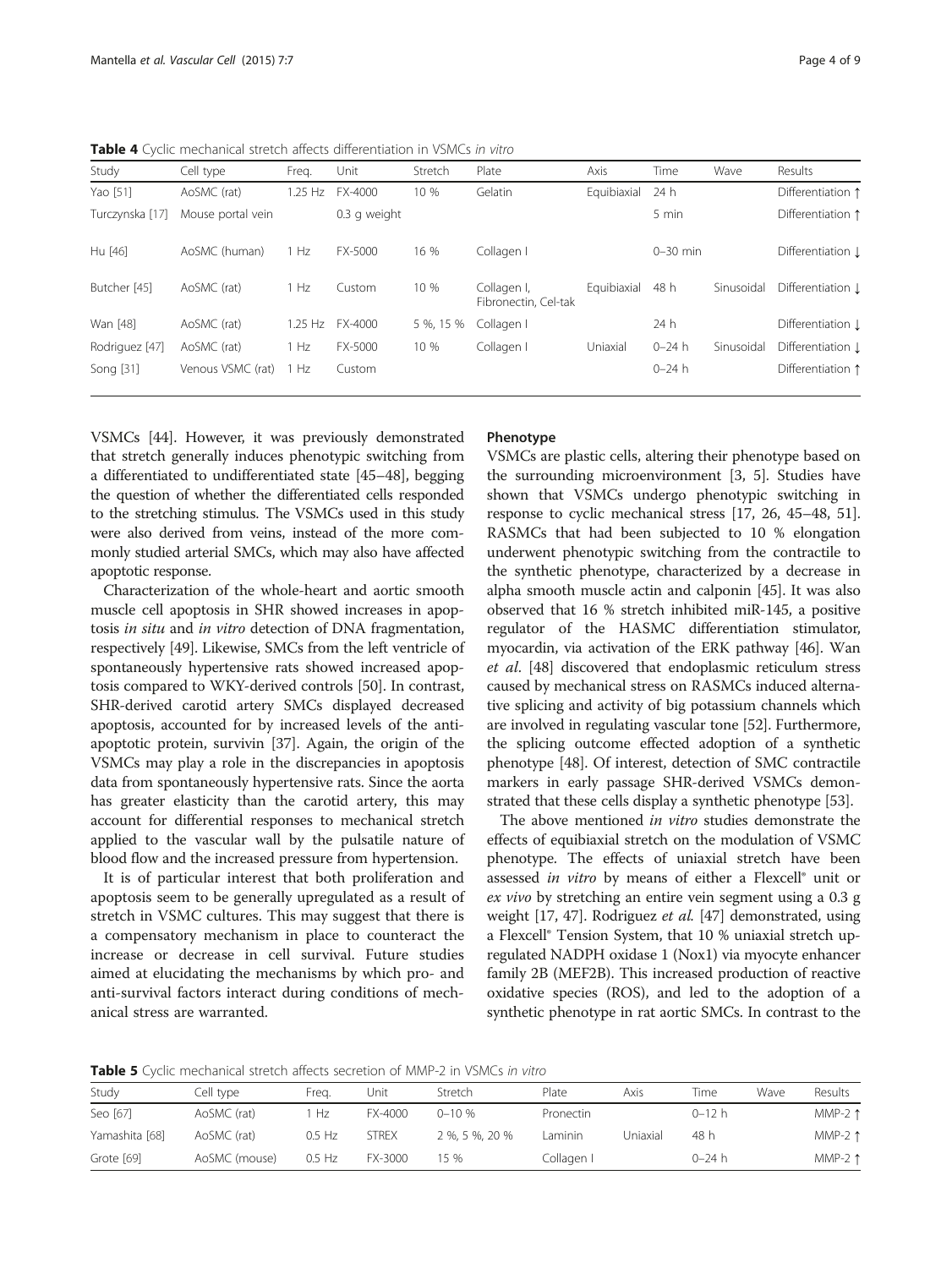**Table 4** Cyclic mechanical stretch affects differentiation in VSMCs *in vitro*

| Study | Cell type | Freq. | Unit | Stretch | Plate | Axis | Time | Wave | Results |
|---|---|---|---|---|---|---|---|---|---|
| Yao [51] | AoSMC (rat) | 1.25 Hz | FX-4000 | 10 % | Gelatin | Equibiaxial | 24 h | | Differentiation ↑ |
| Turczynska [17] | Mouse portal vein | | 0.3 g weight | | | | 5 min | | Differentiation ↑ |
| Hu [46] | AoSMC (human) | 1 Hz | FX-5000 | 16 % | Collagen I | | 0–30 min | | Differentiation ↓ |
| Butcher [45] | AoSMC (rat) | 1 Hz | Custom | 10 % | Collagen I, Fibronectin, Cel-tak | Equibiaxial | 48 h | Sinusoidal | Differentiation ↓ |
| Wan [48] | AoSMC (rat) | 1.25 Hz | FX-4000 | 5 %, 15 % | Collagen I | | 24 h | | Differentiation ↓ |
| Rodriguez [47] | AoSMC (rat) | 1 Hz | FX-5000 | 10 % | Collagen I | Uniaxial | 0–24 h | Sinusoidal | Differentiation ↓ |
| Song [31] | Venous VSMC (rat) | 1 Hz | Custom | | | | 0–24 h | | Differentiation ↑ |

VSMCs [44]. However, it was previously demonstrated that stretch generally induces phenotypic switching from a differentiated to undifferentiated state [45–48], begging the question of whether the differentiated cells responded to the stretching stimulus. The VSMCs used in this study were also derived from veins, instead of the more commonly studied arterial SMCs, which may also have affected apoptotic response.

Characterization of the whole-heart and aortic smooth muscle cell apoptosis in SHR showed increases in apoptosis *in situ* and *in vitro* detection of DNA fragmentation, respectively [49]. Likewise, SMCs from the left ventricle of spontaneously hypertensive rats showed increased apoptosis compared to WKY-derived controls [50]. In contrast, SHR-derived carotid artery SMCs displayed decreased apoptosis, accounted for by increased levels of the anti-apoptotic protein, survivin [37]. Again, the origin of the VSMCs may play a role in the discrepancies in apoptosis data from spontaneously hypertensive rats. Since the aorta has greater elasticity than the carotid artery, this may account for differential responses to mechanical stretch applied to the vascular wall by the pulsatile nature of blood flow and the increased pressure from hypertension.

It is of particular interest that both proliferation and apoptosis seem to be generally upregulated as a result of stretch in VSMC cultures. This may suggest that there is a compensatory mechanism in place to counteract the increase or decrease in cell survival. Future studies aimed at elucidating the mechanisms by which pro- and anti-survival factors interact during conditions of mechanical stress are warranted.

### Phenotype

VSMCs are plastic cells, altering their phenotype based on the surrounding microenvironment [3, 5]. Studies have shown that VSMCs undergo phenotypic switching in response to cyclic mechanical stress [17, 26, 45–48, 51]. RASMCs that had been subjected to 10 % elongation underwent phenotypic switching from the contractile to the synthetic phenotype, characterized by a decrease in alpha smooth muscle actin and calponin [45]. It was also observed that 16 % stretch inhibited miR-145, a positive regulator of the HASMC differentiation stimulator, myocardin, via activation of the ERK pathway [46]. Wan *et al*. [48] discovered that endoplasmic reticulum stress caused by mechanical stress on RASMCs induced alternative splicing and activity of big potassium channels which are involved in regulating vascular tone [52]. Furthermore, the splicing outcome effected adoption of a synthetic phenotype [48]. Of interest, detection of SMC contractile markers in early passage SHR-derived VSMCs demonstrated that these cells display a synthetic phenotype [53].

The above mentioned *in vitro* studies demonstrate the effects of equibiaxial stretch on the modulation of VSMC phenotype. The effects of uniaxial stretch have been assessed *in vitro* by means of either a Flexcell® unit or *ex vivo* by stretching an entire vein segment using a 0.3 g weight [17, 47]. Rodriguez *et al*. [47] demonstrated, using a Flexcell® Tension System, that 10 % uniaxial stretch upregulated NADPH oxidase 1 (Nox1) via myocyte enhancer family 2B (MEF2B). This increased production of reactive oxidative species (ROS), and led to the adoption of a synthetic phenotype in rat aortic SMCs. In contrast to the

**Table 5** Cyclic mechanical stretch affects secretion of MMP-2 in VSMCs *in vitro*

| Study | Cell type | Freq. | Unit | Stretch | Plate | Axis | Time | Wave | Results |
|---|---|---|---|---|---|---|---|---|---|
| Seo [67] | AoSMC (rat) | 1 Hz | FX-4000 | 0–10 % | Pronectin | | 0–12 h | | MMP-2 ↑ |
| Yamashita [68] | AoSMC (rat) | 0.5 Hz | STREX | 2 %, 5 %, 20 % | Laminin | Uniaxial | 48 h | | MMP-2 ↑ |
| Grote [69] | AoSMC (mouse) | 0.5 Hz | FX-3000 | 15 % | Collagen I | | 0–24 h | | MMP-2 ↑ |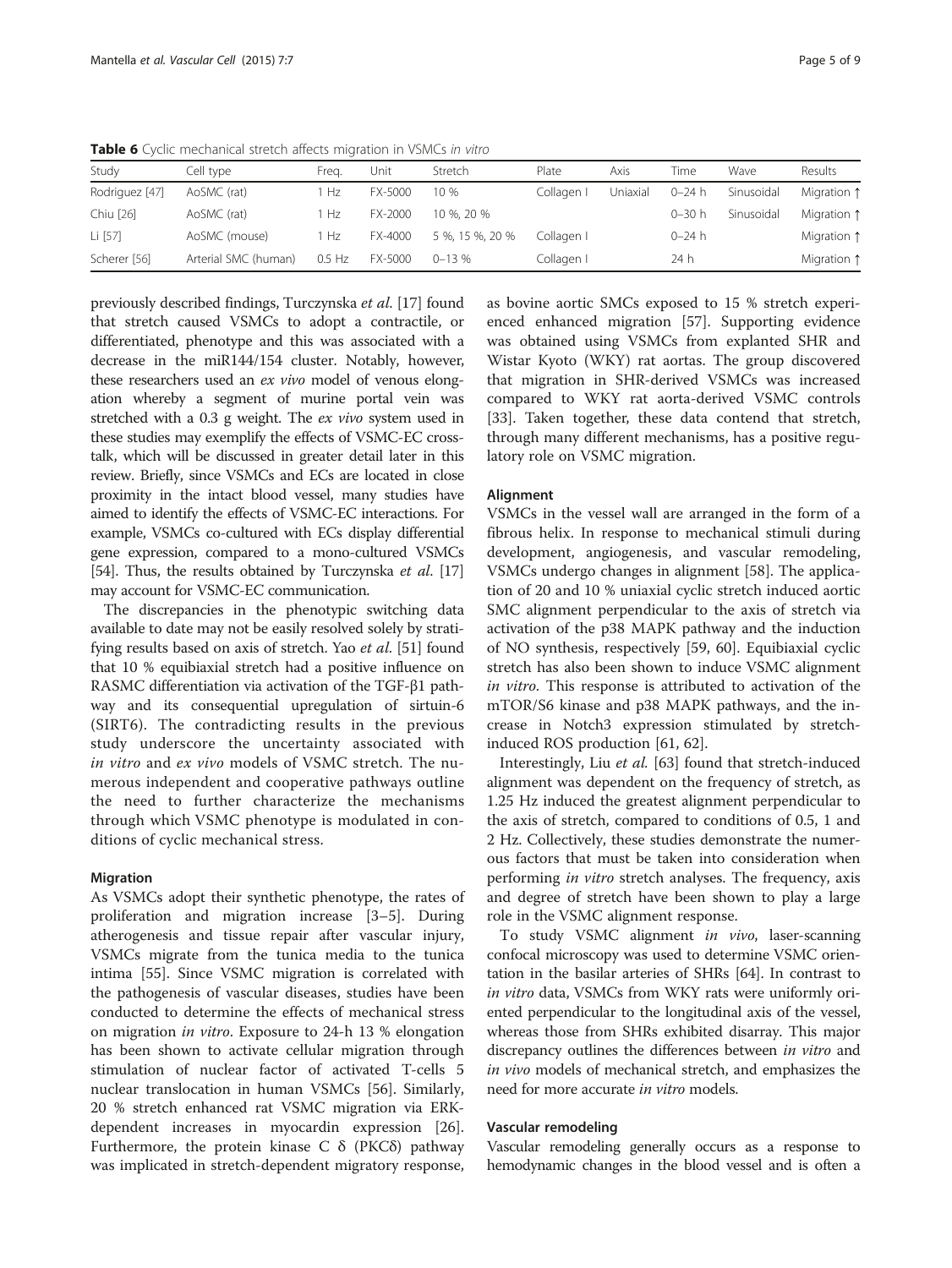**Table 6** Cyclic mechanical stretch affects migration in VSMCs *in vitro*

| Study | Cell type | Freq. | Unit | Stretch | Plate | Axis | Time | Wave | Results |
|---|---|---|---|---|---|---|---|---|---|
| Rodriguez [47] | AoSMC (rat) | 1 Hz | FX-5000 | 10 % | Collagen I | Uniaxial | 0–24 h | Sinusoidal | Migration ↑ |
| Chiu [26] | AoSMC (rat) | 1 Hz | FX-2000 | 10 %, 20 % | | | 0–30 h | Sinusoidal | Migration ↑ |
| Li [57] | AoSMC (mouse) | 1 Hz | FX-4000 | 5 %, 15 %, 20 % | Collagen I | | 0–24 h | | Migration ↑ |
| Scherer [56] | Arterial SMC (human) | 0.5 Hz | FX-5000 | 0–13 % | Collagen I | | 24 h | | Migration ↑ |

previously described findings, Turczynska *et al.* [17] found that stretch caused VSMCs to adopt a contractile, or differentiated, phenotype and this was associated with a decrease in the miR144/154 cluster. Notably, however, these researchers used an *ex vivo* model of venous elongation whereby a segment of murine portal vein was stretched with a 0.3 g weight. The *ex vivo* system used in these studies may exemplify the effects of VSMC-EC crosstalk, which will be discussed in greater detail later in this review. Briefly, since VSMCs and ECs are located in close proximity in the intact blood vessel, many studies have aimed to identify the effects of VSMC-EC interactions. For example, VSMCs co-cultured with ECs display differential gene expression, compared to a mono-cultured VSMCs [54]. Thus, the results obtained by Turczynska *et al.* [17] may account for VSMC-EC communication.

The discrepancies in the phenotypic switching data available to date may not be easily resolved solely by stratifying results based on axis of stretch. Yao *et al.* [51] found that 10 % equibiaxial stretch had a positive influence on RASMC differentiation via activation of the TGF-β1 pathway and its consequential upregulation of sirtuin-6 (SIRT6). The contradicting results in the previous study underscore the uncertainty associated with *in vitro* and *ex vivo* models of VSMC stretch. The numerous independent and cooperative pathways outline the need to further characterize the mechanisms through which VSMC phenotype is modulated in conditions of cyclic mechanical stress.

### Migration

As VSMCs adopt their synthetic phenotype, the rates of proliferation and migration increase [3–5]. During atherogenesis and tissue repair after vascular injury, VSMCs migrate from the tunica media to the tunica intima [55]. Since VSMC migration is correlated with the pathogenesis of vascular diseases, studies have been conducted to determine the effects of mechanical stress on migration *in vitro*. Exposure to 24-h 13 % elongation has been shown to activate cellular migration through stimulation of nuclear factor of activated T-cells 5 nuclear translocation in human VSMCs [56]. Similarly, 20 % stretch enhanced rat VSMC migration via ERK-dependent increases in myocardin expression [26]. Furthermore, the protein kinase C δ (PKCδ) pathway was implicated in stretch-dependent migratory response, as bovine aortic SMCs exposed to 15 % stretch experienced enhanced migration [57]. Supporting evidence was obtained using VSMCs from explanted SHR and Wistar Kyoto (WKY) rat aortas. The group discovered that migration in SHR-derived VSMCs was increased compared to WKY rat aorta-derived VSMC controls [33]. Taken together, these data contend that stretch, through many different mechanisms, has a positive regulatory role on VSMC migration.

### Alignment

VSMCs in the vessel wall are arranged in the form of a fibrous helix. In response to mechanical stimuli during development, angiogenesis, and vascular remodeling, VSMCs undergo changes in alignment [58]. The application of 20 and 10 % uniaxial cyclic stretch induced aortic SMC alignment perpendicular to the axis of stretch via activation of the p38 MAPK pathway and the induction of NO synthesis, respectively [59, 60]. Equibiaxial cyclic stretch has also been shown to induce VSMC alignment *in vitro*. This response is attributed to activation of the mTOR/S6 kinase and p38 MAPK pathways, and the increase in Notch3 expression stimulated by stretch-induced ROS production [61, 62].

Interestingly, Liu *et al.* [63] found that stretch-induced alignment was dependent on the frequency of stretch, as 1.25 Hz induced the greatest alignment perpendicular to the axis of stretch, compared to conditions of 0.5, 1 and 2 Hz. Collectively, these studies demonstrate the numerous factors that must be taken into consideration when performing *in vitro* stretch analyses. The frequency, axis and degree of stretch have been shown to play a large role in the VSMC alignment response.

To study VSMC alignment *in vivo*, laser-scanning confocal microscopy was used to determine VSMC orientation in the basilar arteries of SHRs [64]. In contrast to *in vitro* data, VSMCs from WKY rats were uniformly oriented perpendicular to the longitudinal axis of the vessel, whereas those from SHRs exhibited disarray. This major discrepancy outlines the differences between *in vitro* and *in vivo* models of mechanical stretch, and emphasizes the need for more accurate *in vitro* models.

### Vascular remodeling

Vascular remodeling generally occurs as a response to hemodynamic changes in the blood vessel and is often a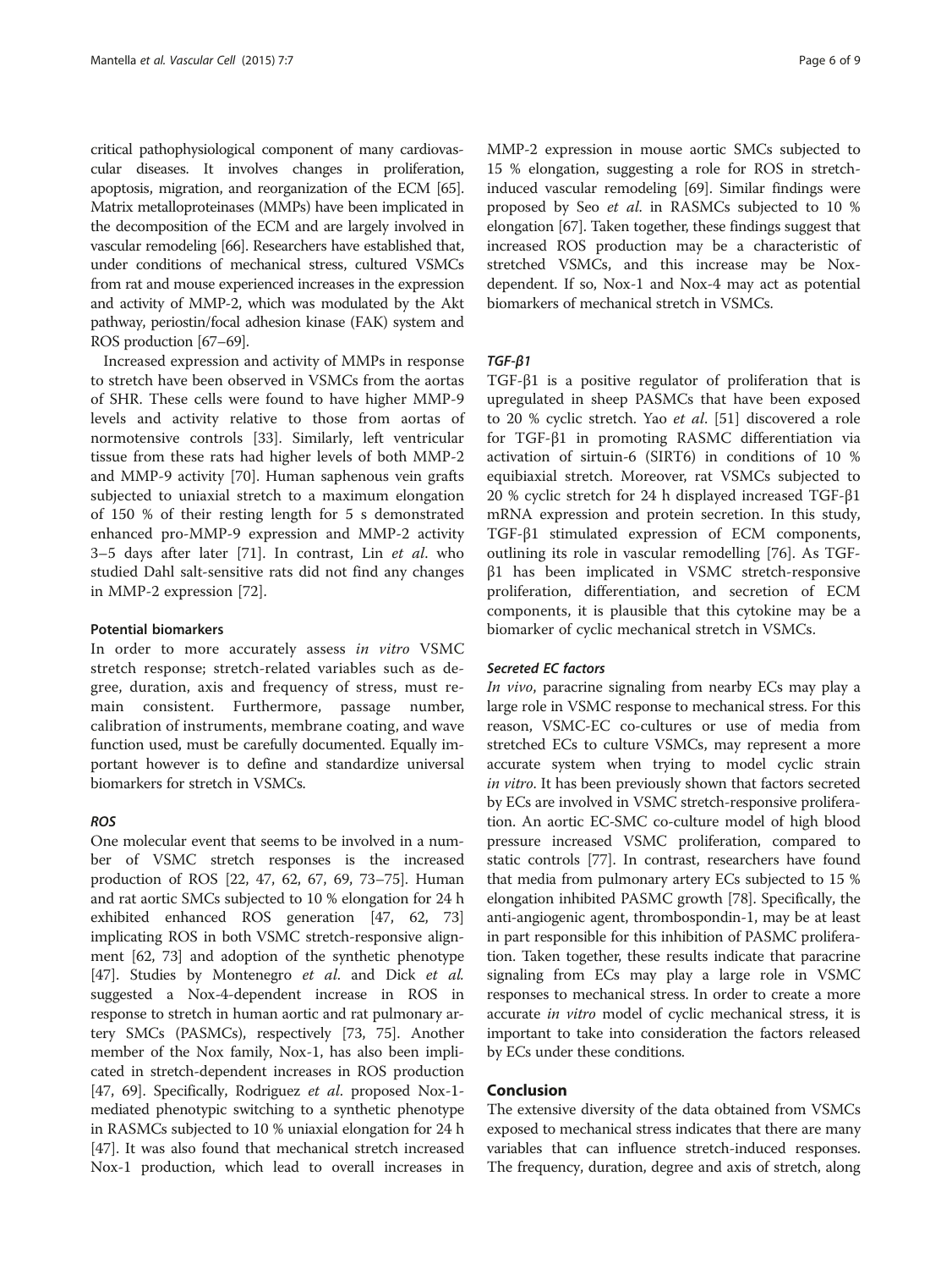critical pathophysiological component of many cardiovascular diseases. It involves changes in proliferation, apoptosis, migration, and reorganization of the ECM [65]. Matrix metalloproteinases (MMPs) have been implicated in the decomposition of the ECM and are largely involved in vascular remodeling [66]. Researchers have established that, under conditions of mechanical stress, cultured VSMCs from rat and mouse experienced increases in the expression and activity of MMP-2, which was modulated by the Akt pathway, periostin/focal adhesion kinase (FAK) system and ROS production [67–69].

Increased expression and activity of MMPs in response to stretch have been observed in VSMCs from the aortas of SHR. These cells were found to have higher MMP-9 levels and activity relative to those from aortas of normotensive controls [33]. Similarly, left ventricular tissue from these rats had higher levels of both MMP-2 and MMP-9 activity [70]. Human saphenous vein grafts subjected to uniaxial stretch to a maximum elongation of 150 % of their resting length for 5 s demonstrated enhanced pro-MMP-9 expression and MMP-2 activity 3–5 days after later [71]. In contrast, Lin *et al*. who studied Dahl salt-sensitive rats did not find any changes in MMP-2 expression [72].

### Potential biomarkers

In order to more accurately assess *in vitro* VSMC stretch response; stretch-related variables such as degree, duration, axis and frequency of stress, must remain consistent. Furthermore, passage number, calibration of instruments, membrane coating, and wave function used, must be carefully documented. Equally important however is to define and standardize universal biomarkers for stretch in VSMCs.

#### *ROS*

One molecular event that seems to be involved in a number of VSMC stretch responses is the increased production of ROS [22, 47, 62, 67, 69, 73–75]. Human and rat aortic SMCs subjected to 10 % elongation for 24 h exhibited enhanced ROS generation [47, 62, 73] implicating ROS in both VSMC stretch-responsive alignment [62, 73] and adoption of the synthetic phenotype [47]. Studies by Montenegro *et al*. and Dick *et al.* suggested a Nox-4-dependent increase in ROS in response to stretch in human aortic and rat pulmonary artery SMCs (PASMCs), respectively [73, 75]. Another member of the Nox family, Nox-1, has also been implicated in stretch-dependent increases in ROS production [47, 69]. Specifically, Rodriguez *et al*. proposed Nox-1-mediated phenotypic switching to a synthetic phenotype in RASMCs subjected to 10 % uniaxial elongation for 24 h [47]. It was also found that mechanical stretch increased Nox-1 production, which lead to overall increases in MMP-2 expression in mouse aortic SMCs subjected to 15 % elongation, suggesting a role for ROS in stretch-induced vascular remodeling [69]. Similar findings were proposed by Seo *et al*. in RASMCs subjected to 10 % elongation [67]. Taken together, these findings suggest that increased ROS production may be a characteristic of stretched VSMCs, and this increase may be Nox-dependent. If so, Nox-1 and Nox-4 may act as potential biomarkers of mechanical stretch in VSMCs.

#### *TGF-β1*

TGF-β1 is a positive regulator of proliferation that is upregulated in sheep PASMCs that have been exposed to 20 % cyclic stretch. Yao *et al*. [51] discovered a role for TGF-β1 in promoting RASMC differentiation via activation of sirtuin-6 (SIRT6) in conditions of 10 % equibiaxial stretch. Moreover, rat VSMCs subjected to 20 % cyclic stretch for 24 h displayed increased TGF-β1 mRNA expression and protein secretion. In this study, TGF-β1 stimulated expression of ECM components, outlining its role in vascular remodelling [76]. As TGF-β1 has been implicated in VSMC stretch-responsive proliferation, differentiation, and secretion of ECM components, it is plausible that this cytokine may be a biomarker of cyclic mechanical stretch in VSMCs.

#### *Secreted EC factors*

*In vivo*, paracrine signaling from nearby ECs may play a large role in VSMC response to mechanical stress. For this reason, VSMC-EC co-cultures or use of media from stretched ECs to culture VSMCs, may represent a more accurate system when trying to model cyclic strain *in vitro*. It has been previously shown that factors secreted by ECs are involved in VSMC stretch-responsive proliferation. An aortic EC-SMC co-culture model of high blood pressure increased VSMC proliferation, compared to static controls [77]. In contrast, researchers have found that media from pulmonary artery ECs subjected to 15 % elongation inhibited PASMC growth [78]. Specifically, the anti-angiogenic agent, thrombospondin-1, may be at least in part responsible for this inhibition of PASMC proliferation. Taken together, these results indicate that paracrine signaling from ECs may play a large role in VSMC responses to mechanical stress. In order to create a more accurate *in vitro* model of cyclic mechanical stress, it is important to take into consideration the factors released by ECs under these conditions.

## Conclusion

The extensive diversity of the data obtained from VSMCs exposed to mechanical stress indicates that there are many variables that can influence stretch-induced responses. The frequency, duration, degree and axis of stretch, along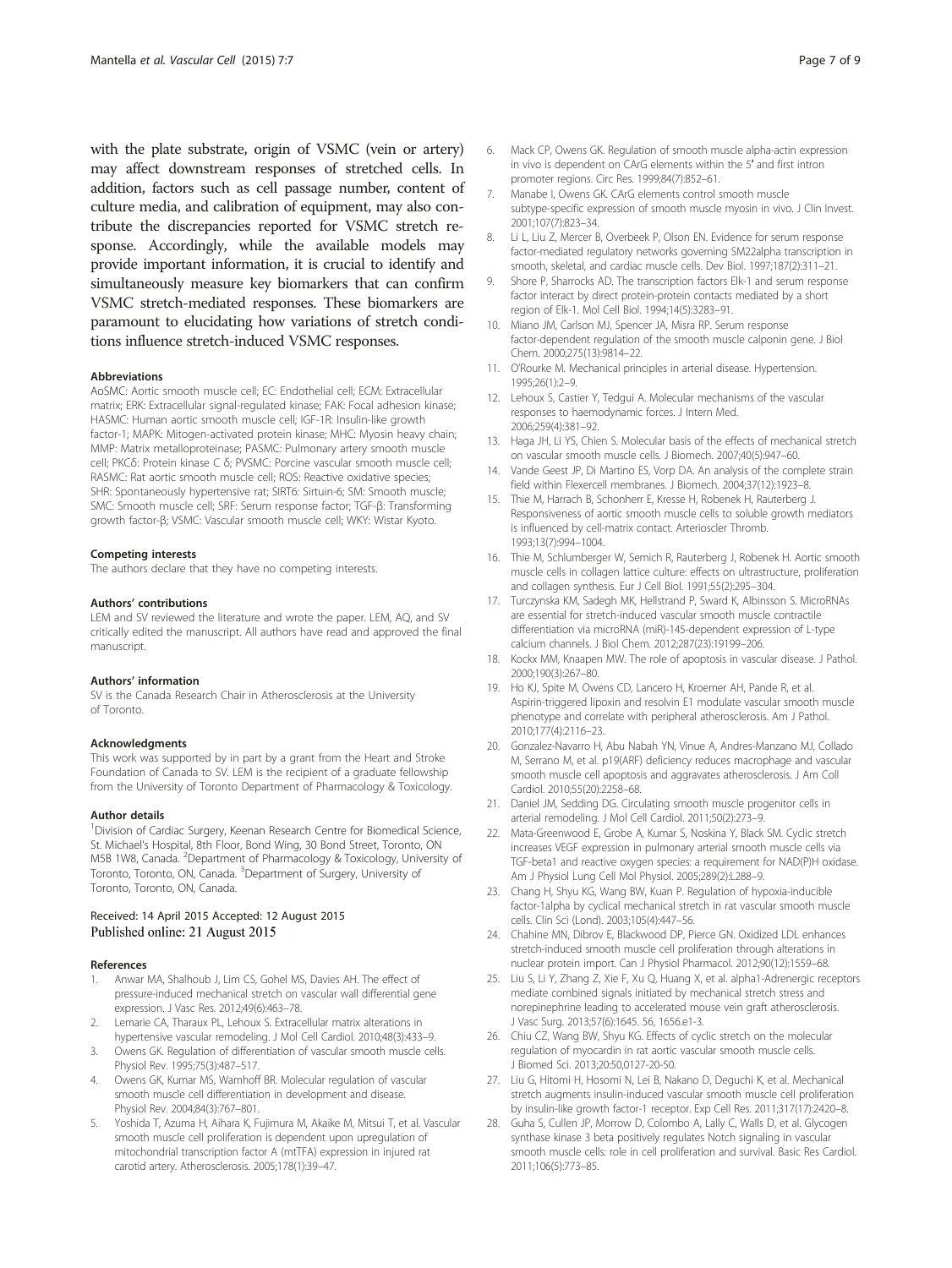with the plate substrate, origin of VSMC (vein or artery) may affect downstream responses of stretched cells. In addition, factors such as cell passage number, content of culture media, and calibration of equipment, may also contribute the discrepancies reported for VSMC stretch response. Accordingly, while the available models may provide important information, it is crucial to identify and simultaneously measure key biomarkers that can confirm VSMC stretch-mediated responses. These biomarkers are paramount to elucidating how variations of stretch conditions influence stretch-induced VSMC responses.

#### Abbreviations

AoSMC: Aortic smooth muscle cell; EC: Endothelial cell; ECM: Extracellular matrix; ERK: Extracellular signal-regulated kinase; FAK: Focal adhesion kinase; HASMC: Human aortic smooth muscle cell; IGF-1R: Insulin-like growth factor-1; MAPK: Mitogen-activated protein kinase; MHC: Myosin heavy chain; MMP: Matrix metalloproteinase; PASMC: Pulmonary artery smooth muscle cell; PKCδ: Protein kinase C δ; PVSMC: Porcine vascular smooth muscle cell; RASMC: Rat aortic smooth muscle cell; ROS: Reactive oxidative species; SHR: Spontaneously hypertensive rat; SIRT6: Sirtuin-6; SM: Smooth muscle; SMC: Smooth muscle cell; SRF: Serum response factor; TGF-β: Transforming growth factor-β; VSMC: Vascular smooth muscle cell; WKY: Wistar Kyoto.

#### Competing interests

The authors declare that they have no competing interests.

#### Authors' contributions

LEM and SV reviewed the literature and wrote the paper. LEM, AQ, and SV critically edited the manuscript. All authors have read and approved the final manuscript.

#### Authors' information

SV is the Canada Research Chair in Atherosclerosis at the University of Toronto.

#### Acknowledgments

This work was supported by in part by a grant from the Heart and Stroke Foundation of Canada to SV. LEM is the recipient of a graduate fellowship from the University of Toronto Department of Pharmacology & Toxicology.

#### Author details

[1]Division of Cardiac Surgery, Keenan Research Centre for Biomedical Science, St. Michael's Hospital, 8th Floor, Bond Wing, 30 Bond Street, Toronto, ON M5B 1W8, Canada. [2]Department of Pharmacology & Toxicology, University of Toronto, Toronto, ON, Canada. [3]Department of Surgery, University of Toronto, Toronto, ON, Canada.

Received: 14 April 2015 Accepted: 12 August 2015
Published online: 21 August 2015

#### References

1. Anwar MA, Shalhoub J, Lim CS, Gohel MS, Davies AH. The effect of pressure-induced mechanical stretch on vascular wall differential gene expression. J Vasc Res. 2012;49(6):463–78.
2. Lemarie CA, Tharaux PL, Lehoux S. Extracellular matrix alterations in hypertensive vascular remodeling. J Mol Cell Cardiol. 2010;48(3):433–9.
3. Owens GK. Regulation of differentiation of vascular smooth muscle cells. Physiol Rev. 1995;75(3):487–517.
4. Owens GK, Kumar MS, Wamhoff BR. Molecular regulation of vascular smooth muscle cell differentiation in development and disease. Physiol Rev. 2004;84(3):767–801.
5. Yoshida T, Azuma H, Aihara K, Fujimura M, Akaike M, Mitsui T, et al. Vascular smooth muscle cell proliferation is dependent upon upregulation of mitochondrial transcription factor A (mtTFA) expression in injured rat carotid artery. Atherosclerosis. 2005;178(1):39–47.
6. Mack CP, Owens GK. Regulation of smooth muscle alpha-actin expression in vivo is dependent on CArG elements within the 5′ and first intron promoter regions. Circ Res. 1999;84(7):852–61.
7. Manabe I, Owens GK. CArG elements control smooth muscle subtype-specific expression of smooth muscle myosin in vivo. J Clin Invest. 2001;107(7):823–34.
8. Li L, Liu Z, Mercer B, Overbeek P, Olson EN. Evidence for serum response factor-mediated regulatory networks governing SM22alpha transcription in smooth, skeletal, and cardiac muscle cells. Dev Biol. 1997;187(2):311–21.
9. Shore P, Sharrocks AD. The transcription factors Elk-1 and serum response factor interact by direct protein-protein contacts mediated by a short region of Elk-1. Mol Cell Biol. 1994;14(5):3283–91.
10. Miano JM, Carlson MJ, Spencer JA, Misra RP. Serum response factor-dependent regulation of the smooth muscle calponin gene. J Biol Chem. 2000;275(13):9814–22.
11. O'Rourke M. Mechanical principles in arterial disease. Hypertension. 1995;26(1):2–9.
12. Lehoux S, Castier Y, Tedgui A. Molecular mechanisms of the vascular responses to haemodynamic forces. J Intern Med. 2006;259(4):381–92.
13. Haga JH, Li YS, Chien S. Molecular basis of the effects of mechanical stretch on vascular smooth muscle cells. J Biomech. 2007;40(5):947–60.
14. Vande Geest JP, Di Martino ES, Vorp DA. An analysis of the complete strain field within Flexercell membranes. J Biomech. 2004;37(12):1923–8.
15. Thie M, Harrach B, Schonherr E, Kresse H, Robenek H, Rauterberg J. Responsiveness of aortic smooth muscle cells to soluble growth mediators is influenced by cell-matrix contact. Arterioscler Thromb. 1993;13(7):994–1004.
16. Thie M, Schlumberger W, Semich R, Rauterberg J, Robenek H. Aortic smooth muscle cells in collagen lattice culture: effects on ultrastructure, proliferation and collagen synthesis. Eur J Cell Biol. 1991;55(2):295–304.
17. Turczynska KM, Sadegh MK, Hellstrand P, Sward K, Albinsson S. MicroRNAs are essential for stretch-induced vascular smooth muscle contractile differentiation via microRNA (miR)-145-dependent expression of L-type calcium channels. J Biol Chem. 2012;287(23):19199–206.
18. Kockx MM, Knaapen MW. The role of apoptosis in vascular disease. J Pathol. 2000;190(3):267–80.
19. Ho KJ, Spite M, Owens CD, Lancero H, Kroemer AH, Pande R, et al. Aspirin-triggered lipoxin and resolvin E1 modulate vascular smooth muscle phenotype and correlate with peripheral atherosclerosis. Am J Pathol. 2010;177(4):2116–23.
20. Gonzalez-Navarro H, Abu Nabah YN, Vinue A, Andres-Manzano MJ, Collado M, Serrano M, et al. p19(ARF) deficiency reduces macrophage and vascular smooth muscle cell apoptosis and aggravates atherosclerosis. J Am Coll Cardiol. 2010;55(20):2258–68.
21. Daniel JM, Sedding DG. Circulating smooth muscle progenitor cells in arterial remodeling. J Mol Cell Cardiol. 2011;50(2):273–9.
22. Mata-Greenwood E, Grobe A, Kumar S, Noskina Y, Black SM. Cyclic stretch increases VEGF expression in pulmonary arterial smooth muscle cells via TGF-beta1 and reactive oxygen species: a requirement for NAD(P)H oxidase. Am J Physiol Lung Cell Mol Physiol. 2005;289(2):L288–9.
23. Chang H, Shyu KG, Wang BW, Kuan P. Regulation of hypoxia-inducible factor-1alpha by cyclical mechanical stretch in rat vascular smooth muscle cells. Clin Sci (Lond). 2003;105(4):447–56.
24. Chahine MN, Dibrov E, Blackwood DP, Pierce GN. Oxidized LDL enhances stretch-induced smooth muscle cell proliferation through alterations in nuclear protein import. Can J Physiol Pharmacol. 2012;90(12):1559–68.
25. Liu S, Li Y, Zhang Z, Xie F, Xu Q, Huang X, et al. alpha1-Adrenergic receptors mediate combined signals initiated by mechanical stretch stress and norepinephrine leading to accelerated mouse vein graft atherosclerosis. J Vasc Surg. 2013;57(6):1645. 56, 1656.e1-3.
26. Chiu CZ, Wang BW, Shyu KG. Effects of cyclic stretch on the molecular regulation of myocardin in rat aortic vascular smooth muscle cells. J Biomed Sci. 2013;20:50,0127-20-50.
27. Liu G, Hitomi H, Hosomi N, Lei B, Nakano D, Deguchi K, et al. Mechanical stretch augments insulin-induced vascular smooth muscle cell proliferation by insulin-like growth factor-1 receptor. Exp Cell Res. 2011;317(17):2420–8.
28. Guha S, Cullen JP, Morrow D, Colombo A, Lally C, Walls D, et al. Glycogen synthase kinase 3 beta positively regulates Notch signaling in vascular smooth muscle cells: role in cell proliferation and survival. Basic Res Cardiol. 2011;106(5):773–85.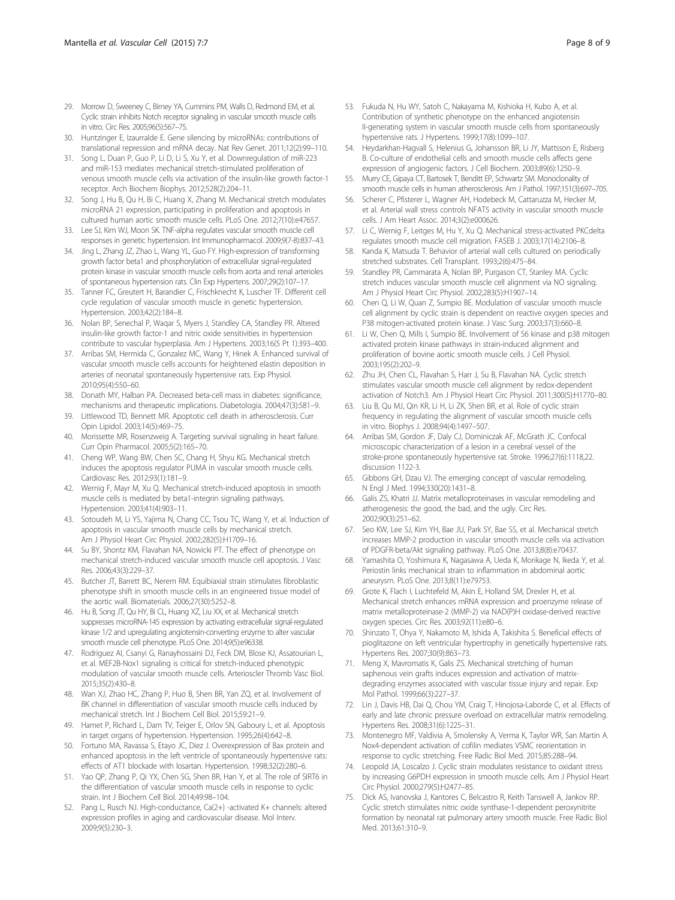29. Morrow D, Sweeney C, Birney YA, Cummins PM, Walls D, Redmond EM, et al. Cyclic strain inhibits Notch receptor signaling in vascular smooth muscle cells in vitro. Circ Res. 2005;96(5):567–75.
30. Huntzinger E, Izaurralde E. Gene silencing by microRNAs: contributions of translational repression and mRNA decay. Nat Rev Genet. 2011;12(2):99–110.
31. Song L, Duan P, Guo P, Li D, Li S, Xu Y, et al. Downregulation of miR-223 and miR-153 mediates mechanical stretch-stimulated proliferation of venous smooth muscle cells via activation of the insulin-like growth factor-1 receptor. Arch Biochem Biophys. 2012;528(2):204–11.
32. Song J, Hu B, Qu H, Bi C, Huang X, Zhang M. Mechanical stretch modulates microRNA 21 expression, participating in proliferation and apoptosis in cultured human aortic smooth muscle cells. PLoS One. 2012;7(10):e47657.
33. Lee SJ, Kim WJ, Moon SK. TNF-alpha regulates vascular smooth muscle cell responses in genetic hypertension. Int Immunopharmacol. 2009;9(7-8):837–43.
34. Jing L, Zhang JZ, Zhao L, Wang YL, Guo FY. High-expression of transforming growth factor beta1 and phosphorylation of extracellular signal-regulated protein kinase in vascular smooth muscle cells from aorta and renal arterioles of spontaneous hypertension rats. Clin Exp Hypertens. 2007;29(2):107–17.
35. Tanner FC, Greutert H, Barandier C, Frischknecht K, Luscher TF. Different cell cycle regulation of vascular smooth muscle in genetic hypertension. Hypertension. 2003;42(2):184–8.
36. Nolan BP, Senechal P, Waqar S, Myers J, Standley CA, Standley PR. Altered insulin-like growth factor-1 and nitric oxide sensitivities in hypertension contribute to vascular hyperplasia. Am J Hypertens. 2003;16(5 Pt 1):393–400.
37. Arribas SM, Hermida C, Gonzalez MC, Wang Y, Hinek A. Enhanced survival of vascular smooth muscle cells accounts for heightened elastin deposition in arteries of neonatal spontaneously hypertensive rats. Exp Physiol. 2010;95(4):550–60.
38. Donath MY, Halban PA. Decreased beta-cell mass in diabetes: significance, mechanisms and therapeutic implications. Diabetologia. 2004;47(3):581–9.
39. Littlewood TD, Bennett MR. Apoptotic cell death in atherosclerosis. Curr Opin Lipidol. 2003;14(5):469–75.
40. Morissette MR, Rosenzweig A. Targeting survival signaling in heart failure. Curr Opin Pharmacol. 2005;5(2):165–70.
41. Cheng WP, Wang BW, Chen SC, Chang H, Shyu KG. Mechanical stretch induces the apoptosis regulator PUMA in vascular smooth muscle cells. Cardiovasc Res. 2012;93(1):181–9.
42. Wernig F, Mayr M, Xu Q. Mechanical stretch-induced apoptosis in smooth muscle cells is mediated by beta1-integrin signaling pathways. Hypertension. 2003;41(4):903–11.
43. Sotoudeh M, Li YS, Yajima N, Chang CC, Tsou TC, Wang Y, et al. Induction of apoptosis in vascular smooth muscle cells by mechanical stretch. Am J Physiol Heart Circ Physiol. 2002;282(5):H1709–16.
44. Su BY, Shontz KM, Flavahan NA, Nowicki PT. The effect of phenotype on mechanical stretch-induced vascular smooth muscle cell apoptosis. J Vasc Res. 2006;43(3):229–37.
45. Butcher JT, Barrett BC, Nerem RM. Equibiaxial strain stimulates fibroblastic phenotype shift in smooth muscle cells in an engineered tissue model of the aortic wall. Biomaterials. 2006;27(30):5252–8.
46. Hu B, Song JT, Qu HY, Bi CL, Huang XZ, Liu XX, et al. Mechanical stretch suppresses microRNA-145 expression by activating extracellular signal-regulated kinase 1/2 and upregulating angiotensin-converting enzyme to alter vascular smooth muscle cell phenotype. PLoS One. 2014;9(5):e96338.
47. Rodriguez AI, Csanyi G, Ranayhossaini DJ, Feck DM, Blose KJ, Assatourian L, et al. MEF2B-Nox1 signaling is critical for stretch-induced phenotypic modulation of vascular smooth muscle cells. Arterioscler Thromb Vasc Biol. 2015;35(2):430–8.
48. Wan XJ, Zhao HC, Zhang P, Huo B, Shen BR, Yan ZQ, et al. Involvement of BK channel in differentiation of vascular smooth muscle cells induced by mechanical stretch. Int J Biochem Cell Biol. 2015;59:21–9.
49. Hamet P, Richard L, Dam TV, Teiger E, Orlov SN, Gaboury L, et al. Apoptosis in target organs of hypertension. Hypertension. 1995;26(4):642–8.
50. Fortuno MA, Ravassa S, Etayo JC, Diez J. Overexpression of Bax protein and enhanced apoptosis in the left ventricle of spontaneously hypertensive rats: effects of AT1 blockade with losartan. Hypertension. 1998;32(2):280–6.
51. Yao QP, Zhang P, Qi YX, Chen SG, Shen BR, Han Y, et al. The role of SIRT6 in the differentiation of vascular smooth muscle cells in response to cyclic strain. Int J Biochem Cell Biol. 2014;49:98–104.
52. Pang L, Rusch NJ. High-conductance, Ca(2+) -activated K+ channels: altered expression profiles in aging and cardiovascular disease. Mol Interv. 2009;9(5):230–3.
53. Fukuda N, Hu WY, Satoh C, Nakayama M, Kishioka H, Kubo A, et al. Contribution of synthetic phenotype on the enhanced angiotensin II-generating system in vascular smooth muscle cells from spontaneously hypertensive rats. J Hypertens. 1999;17(8):1099–107.
54. Heydarkhan-Hagvall S, Helenius G, Johansson BR, Li JY, Mattsson E, Risberg B. Co-culture of endothelial cells and smooth muscle cells affects gene expression of angiogenic factors. J Cell Biochem. 2003;89(6):1250–9.
55. Murry CE, Gipaya CT, Bartosek T, Benditt EP, Schwartz SM. Monoclonality of smooth muscle cells in human atherosclerosis. Am J Pathol. 1997;151(3):697–705.
56. Scherer C, Pfisterer L, Wagner AH, Hodebeck M, Cattaruzza M, Hecker M, et al. Arterial wall stress controls NFAT5 activity in vascular smooth muscle cells. J Am Heart Assoc. 2014;3(2):e000626.
57. Li C, Wernig F, Leitges M, Hu Y, Xu Q. Mechanical stress-activated PKCdelta regulates smooth muscle cell migration. FASEB J. 2003;17(14):2106–8.
58. Kanda K, Matsuda T. Behavior of arterial wall cells cultured on periodically stretched substrates. Cell Transplant. 1993;2(6):475–84.
59. Standley PR, Cammarata A, Nolan BP, Purgason CT, Stanley MA. Cyclic stretch induces vascular smooth muscle cell alignment via NO signaling. Am J Physiol Heart Circ Physiol. 2002;283(5):H1907–14.
60. Chen Q, Li W, Quan Z, Sumpio BE. Modulation of vascular smooth muscle cell alignment by cyclic strain is dependent on reactive oxygen species and P38 mitogen-activated protein kinase. J Vasc Surg. 2003;37(3):660–8.
61. Li W, Chen Q, Mills I, Sumpio BE. Involvement of S6 kinase and p38 mitogen activated protein kinase pathways in strain-induced alignment and proliferation of bovine aortic smooth muscle cells. J Cell Physiol. 2003;195(2):202–9.
62. Zhu JH, Chen CL, Flavahan S, Harr J, Su B, Flavahan NA. Cyclic stretch stimulates vascular smooth muscle cell alignment by redox-dependent activation of Notch3. Am J Physiol Heart Circ Physiol. 2011;300(5):H1770–80.
63. Liu B, Qu MJ, Qin KR, Li H, Li ZK, Shen BR, et al. Role of cyclic strain frequency in regulating the alignment of vascular smooth muscle cells in vitro. Biophys J. 2008;94(4):1497–507.
64. Arribas SM, Gordon JF, Daly CJ, Dominiczak AF, McGrath JC. Confocal microscopic characterization of a lesion in a cerebral vessel of the stroke-prone spontaneously hypertensive rat. Stroke. 1996;27(6):1118,22. discussion 1122-3.
65. Gibbons GH, Dzau VJ. The emerging concept of vascular remodeling. N Engl J Med. 1994;330(20):1431–8.
66. Galis ZS, Khatri JJ. Matrix metalloproteinases in vascular remodeling and atherogenesis: the good, the bad, and the ugly. Circ Res. 2002;90(3):251–62.
67. Seo KW, Lee SJ, Kim YH, Bae JU, Park SY, Bae SS, et al. Mechanical stretch increases MMP-2 production in vascular smooth muscle cells via activation of PDGFR-beta/Akt signaling pathway. PLoS One. 2013;8(8):e70437.
68. Yamashita O, Yoshimura K, Nagasawa A, Ueda K, Morikage N, Ikeda Y, et al. Periostin links mechanical strain to inflammation in abdominal aortic aneurysm. PLoS One. 2013;8(11):e79753.
69. Grote K, Flach I, Luchtefeld M, Akin E, Holland SM, Drexler H, et al. Mechanical stretch enhances mRNA expression and proenzyme release of matrix metalloproteinase-2 (MMP-2) via NAD(P)H oxidase-derived reactive oxygen species. Circ Res. 2003;92(11):e80–6.
70. Shinzato T, Ohya Y, Nakamoto M, Ishida A, Takishita S. Beneficial effects of pioglitazone on left ventricular hypertrophy in genetically hypertensive rats. Hypertens Res. 2007;30(9):863–73.
71. Meng X, Mavromatis K, Galis ZS. Mechanical stretching of human saphenous vein grafts induces expression and activation of matrix-degrading enzymes associated with vascular tissue injury and repair. Exp Mol Pathol. 1999;66(3):227–37.
72. Lin J, Davis HB, Dai Q, Chou YM, Craig T, Hinojosa-Laborde C, et al. Effects of early and late chronic pressure overload on extracellular matrix remodeling. Hypertens Res. 2008;31(6):1225–31.
73. Montenegro MF, Valdivia A, Smolensky A, Verma K, Taylor WR, San Martin A. Nox4-dependent activation of cofilin mediates VSMC reorientation in response to cyclic stretching. Free Radic Biol Med. 2015;85:288–94.
74. Leopold JA, Loscalzo J. Cyclic strain modulates resistance to oxidant stress by increasing G6PDH expression in smooth muscle cells. Am J Physiol Heart Circ Physiol. 2000;279(5):H2477–85.
75. Dick AS, Ivanovska J, Kantores C, Belcastro R, Keith Tanswell A, Jankov RP. Cyclic stretch stimulates nitric oxide synthase-1-dependent peroxynitrite formation by neonatal rat pulmonary artery smooth muscle. Free Radic Biol Med. 2013;61:310–9.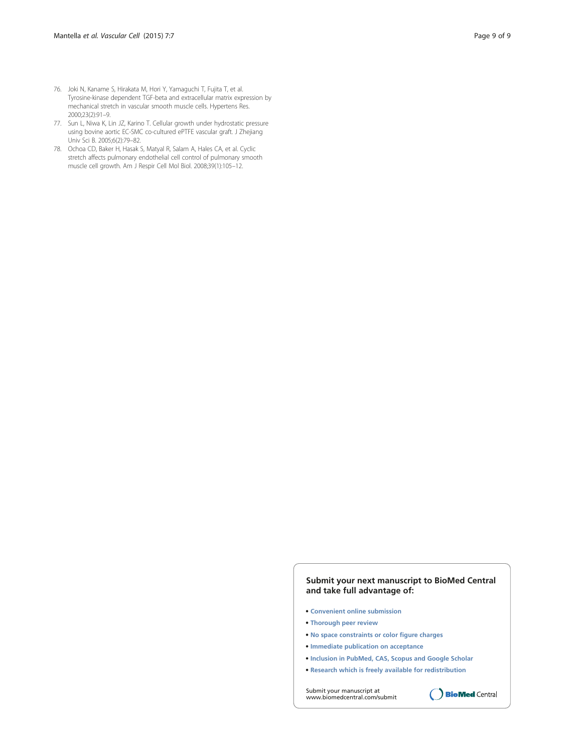76. Joki N, Kaname S, Hirakata M, Hori Y, Yamaguchi T, Fujita T, et al. Tyrosine-kinase dependent TGF-beta and extracellular matrix expression by mechanical stretch in vascular smooth muscle cells. Hypertens Res. 2000;23(2):91–9.
77. Sun L, Niwa K, Lin JZ, Karino T. Cellular growth under hydrostatic pressure using bovine aortic EC-SMC co-cultured ePTFE vascular graft. J Zhejiang Univ Sci B. 2005;6(2):79–82.
78. Ochoa CD, Baker H, Hasak S, Matyal R, Salam A, Hales CA, et al. Cyclic stretch affects pulmonary endothelial cell control of pulmonary smooth muscle cell growth. Am J Respir Cell Mol Biol. 2008;39(1):105–12.

**Submit your next manuscript to BioMed Central and take full advantage of:**

- **Convenient online submission**
- **Thorough peer review**
- **No space constraints or color figure charges**
- **Immediate publication on acceptance**
- **Inclusion in PubMed, CAS, Scopus and Google Scholar**
- **Research which is freely available for redistribution**

Submit your manuscript at
www.biomedcentral.com/submit

BioMed Central